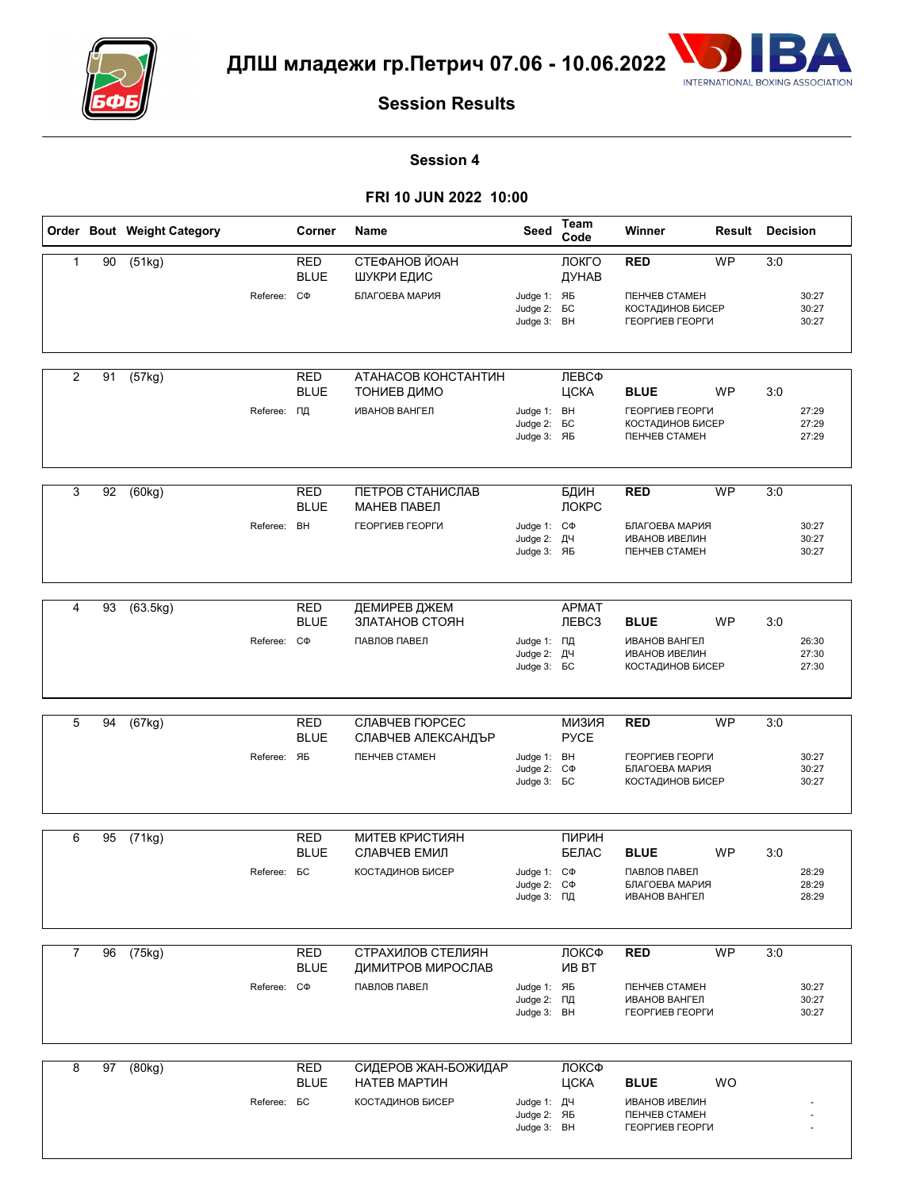# ДЛШ младежи гр.Петрич 07.06 - 10.06.2022

## Session Results

### Session 4

### FRI 10 JUN 2022 10:00

| Order | Bout | Weight Category | Corner | Name | Seed | Team Code | Winner | Result | Decision |
|---|---|---|---|---|---|---|---|---|---|
| 1 | 90 | (51kg) | RED | СТЕФАНОВ ЙОАН | | ЛОКГО | RED | WP | 3:0 |
| | | | BLUE | ШУКРИ ЕДИС | | ДУНАВ | | | |
| | | Referee: | СФ | БЛАГОЕВА МАРИЯ | Judge 1: | ЯБ | ПЕНЧЕВ СТАМЕН | | 30:27 |
| | | | | | Judge 2: | БС | КОСТАДИНОВ БИСЕР | | 30:27 |
| | | | | | Judge 3: | ВН | ГЕОРГИЕВ ГЕОРГИ | | 30:27 |
| 2 | 91 | (57kg) | RED | АТАНАСОВ КОНСТАНТИН | | ЛЕВСФ | | | |
| | | | BLUE | ТОНИЕВ ДИМО | | ЦСКА | BLUE | WP | 3:0 |
| | | Referee: | ПД | ИВАНОВ ВАНГЕЛ | Judge 1: | ВН | ГЕОРГИЕВ ГЕОРГИ | | 27:29 |
| | | | | | Judge 2: | БС | КОСТАДИНОВ БИСЕР | | 27:29 |
| | | | | | Judge 3: | ЯБ | ПЕНЧЕВ СТАМЕН | | 27:29 |
| 3 | 92 | (60kg) | RED | ПЕТРОВ СТАНИСЛАВ | | БДИН | RED | WP | 3:0 |
| | | | BLUE | МАНЕВ ПАВЕЛ | | ЛОКРС | | | |
| | | Referee: | ВН | ГЕОРГИЕВ ГЕОРГИ | Judge 1: | СФ | БЛАГОЕВА МАРИЯ | | 30:27 |
| | | | | | Judge 2: | ДЧ | ИВАНОВ ИВЕЛИН | | 30:27 |
| | | | | | Judge 3: | ЯБ | ПЕНЧЕВ СТАМЕН | | 30:27 |
| 4 | 93 | (63.5kg) | RED | ДЕМИРЕВ ДЖЕМ | | АРМАТ | | | |
| | | | BLUE | ЗЛАТАНОВ СТОЯН | | ЛЕВСЗ | BLUE | WP | 3:0 |
| | | Referee: | СФ | ПАВЛОВ ПАВЕЛ | Judge 1: | ПД | ИВАНОВ ВАНГЕЛ | | 26:30 |
| | | | | | Judge 2: | ДЧ | ИВАНОВ ИВЕЛИН | | 27:30 |
| | | | | | Judge 3: | БС | КОСТАДИНОВ БИСЕР | | 27:30 |
| 5 | 94 | (67kg) | RED | СЛАВЧЕВ ГЮРСЕС | | МИЗИЯ | RED | WP | 3:0 |
| | | | BLUE | СЛАВЧЕВ АЛЕКСАНДЪР | | РУСЕ | | | |
| | | Referee: | ЯБ | ПЕНЧЕВ СТАМЕН | Judge 1: | ВН | ГЕОРГИЕВ ГЕОРГИ | | 30:27 |
| | | | | | Judge 2: | СФ | БЛАГОЕВА МАРИЯ | | 30:27 |
| | | | | | Judge 3: | БС | КОСТАДИНОВ БИСЕР | | 30:27 |
| 6 | 95 | (71kg) | RED | МИТЕВ КРИСТИЯН | | ПИРИН | | | |
| | | | BLUE | СЛАВЧЕВ ЕМИЛ | | БЕЛАС | BLUE | WP | 3:0 |
| | | Referee: | БС | КОСТАДИНОВ БИСЕР | Judge 1: | СФ | ПАВЛОВ ПАВЕЛ | | 28:29 |
| | | | | | Judge 2: | СФ | БЛАГОЕВА МАРИЯ | | 28:29 |
| | | | | | Judge 3: | ПД | ИВАНОВ ВАНГЕЛ | | 28:29 |
| 7 | 96 | (75kg) | RED | СТРАХИЛОВ СТЕЛИЯН | | ЛОКСФ | RED | WP | 3:0 |
| | | | BLUE | ДИМИТРОВ МИРОСЛАВ | | ИВ ВТ | | | |
| | | Referee: | СФ | ПАВЛОВ ПАВЕЛ | Judge 1: | ЯБ | ПЕНЧЕВ СТАМЕН | | 30:27 |
| | | | | | Judge 2: | ПД | ИВАНОВ ВАНГЕЛ | | 30:27 |
| | | | | | Judge 3: | ВН | ГЕОРГИЕВ ГЕОРГИ | | 30:27 |
| 8 | 97 | (80kg) | RED | СИДЕРОВ ЖАН-БОЖИДАР | | ЛОКСФ | | | |
| | | | BLUE | НАТЕВ МАРТИН | | ЦСКА | BLUE | WO | |
| | | Referee: | БС | КОСТАДИНОВ БИСЕР | Judge 1: | ДЧ | ИВАНОВ ИВЕЛИН | | - |
| | | | | | Judge 2: | ЯБ | ПЕНЧЕВ СТАМЕН | | - |
| | | | | | Judge 3: | ВН | ГЕОРГИЕВ ГЕОРГИ | | - |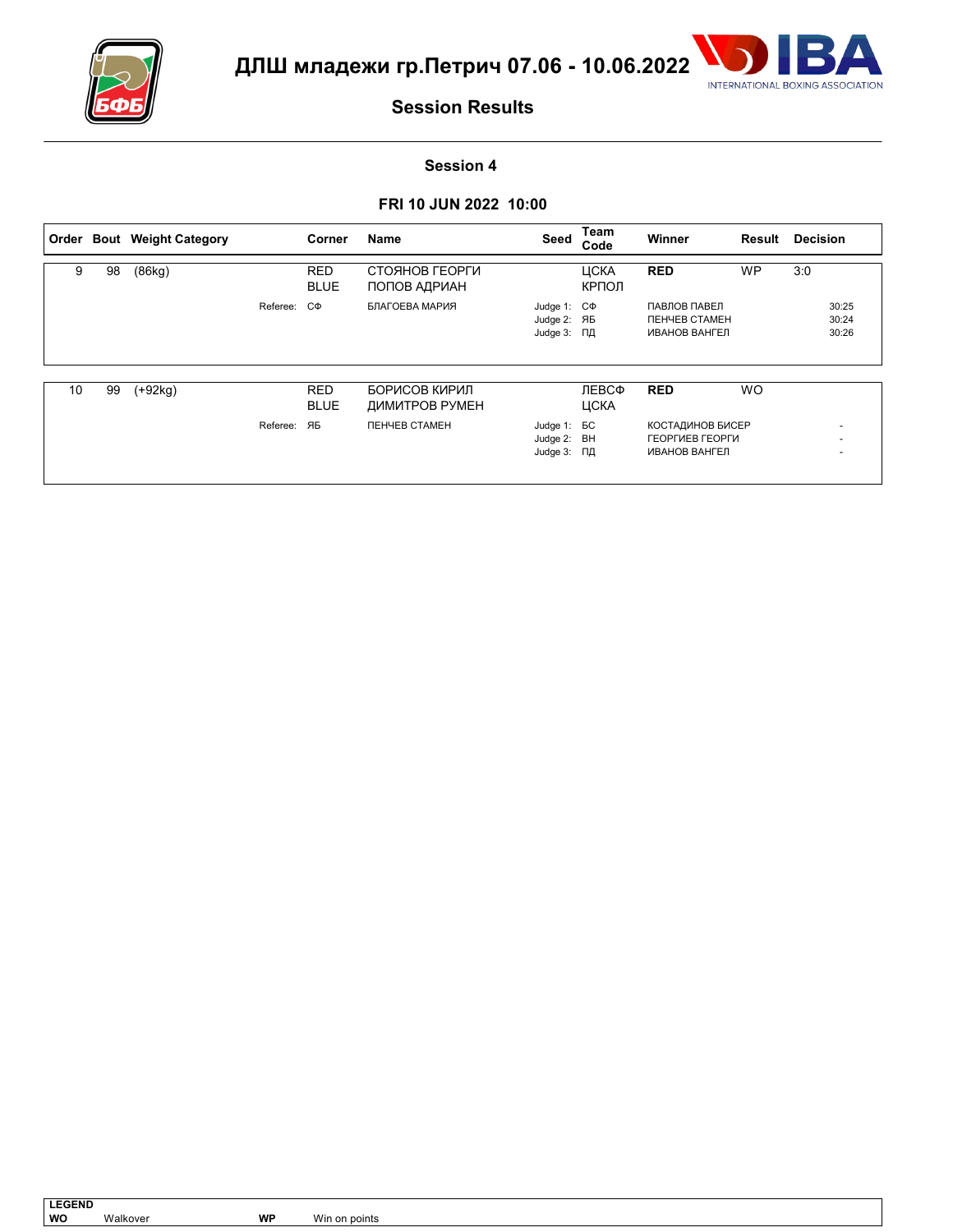# ДЛШ младежи гр.Петрич 07.06 - 10.06.2022

## Session Results

### Session 4

### FRI 10 JUN 2022 10:00

| Order | Bout | Weight Category | Corner | Name | Seed | Team Code | Winner | Result | Decision |
|---|---|---|---|---|---|---|---|---|---|
| 9 | 98 | (86kg) | RED | СТОЯНОВ ГЕОРГИ | | ЦСКА | RED | WP | 3:0 |
| | | | BLUE | ПОПОВ АДРИАН | | КРПОЛ | | | |
| | | Referee: | СФ | БЛАГОЕВА МАРИЯ | Judge 1: | СФ | ПАВЛОВ ПАВЕЛ | | 30:25 |
| | | | | | Judge 2: | ЯБ | ПЕНЧЕВ СТАМЕН | | 30:24 |
| | | | | | Judge 3: | ПД | ИВАНОВ ВАНГЕЛ | | 30:26 |
| 10 | 99 | (+92kg) | RED | БОРИСОВ КИРИЛ | | ЛЕВСФ | RED | WO | |
| | | | BLUE | ДИМИТРОВ РУМЕН | | ЦСКА | | | |
| | | Referee: | ЯБ | ПЕНЧЕВ СТАМЕН | Judge 1: | БС | КОСТАДИНОВ БИСЕР | | - |
| | | | | | Judge 2: | ВН | ГЕОРГИЕВ ГЕОРГИ | | - |
| | | | | | Judge 3: | ПД | ИВАНОВ ВАНГЕЛ | | - |

**LEGEND**

| | | | |
|---|---|---|---|
| **WO** | Walkover | **WP** | Win on points |